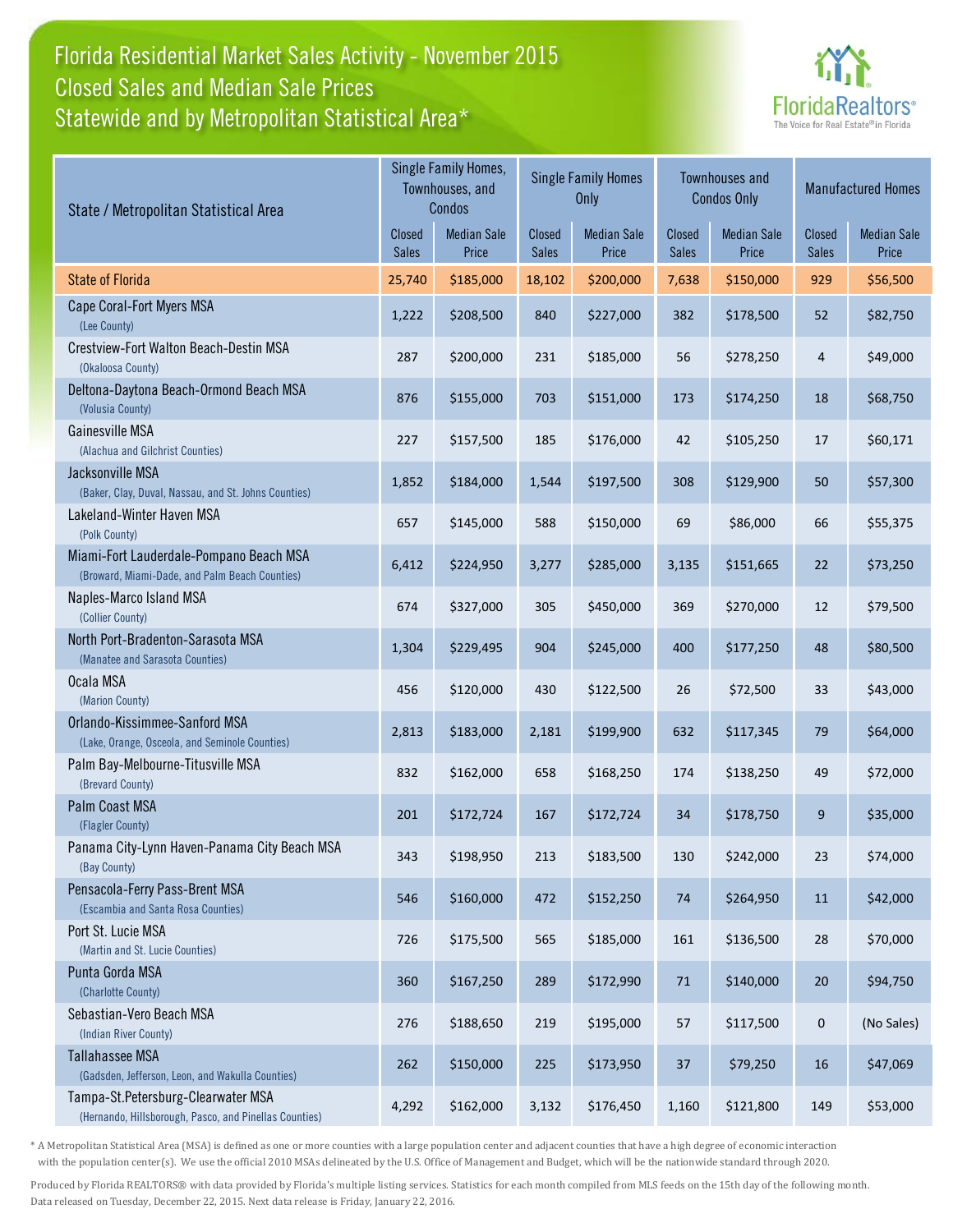# Florida Residential Market Sales Activity - November 2015
## Closed Sales and Median Sale Prices
## Statewide and by Metropolitan Statistical Area*

FloridaRealtors® The Voice for Real Estate® in Florida

| State / Metropolitan Statistical Area | Single Family Homes, Townhouses, and Condos | | Single Family Homes Only | | Townhouses and Condos Only | | Manufactured Homes | |
|---|---|---|---|---|---|---|---|---|
| | Closed Sales | Median Sale Price | Closed Sales | Median Sale Price | Closed Sales | Median Sale Price | Closed Sales | Median Sale Price |
| State of Florida | 25,740 | $185,000 | 18,102 | $200,000 | 7,638 | $150,000 | 929 | $56,500 |
| Cape Coral-Fort Myers MSA (Lee County) | 1,222 | $208,500 | 840 | $227,000 | 382 | $178,500 | 52 | $82,750 |
| Crestview-Fort Walton Beach-Destin MSA (Okaloosa County) | 287 | $200,000 | 231 | $185,000 | 56 | $278,250 | 4 | $49,000 |
| Deltona-Daytona Beach-Ormond Beach MSA (Volusia County) | 876 | $155,000 | 703 | $151,000 | 173 | $174,250 | 18 | $68,750 |
| Gainesville MSA (Alachua and Gilchrist Counties) | 227 | $157,500 | 185 | $176,000 | 42 | $105,250 | 17 | $60,171 |
| Jacksonville MSA (Baker, Clay, Duval, Nassau, and St. Johns Counties) | 1,852 | $184,000 | 1,544 | $197,500 | 308 | $129,900 | 50 | $57,300 |
| Lakeland-Winter Haven MSA (Polk County) | 657 | $145,000 | 588 | $150,000 | 69 | $86,000 | 66 | $55,375 |
| Miami-Fort Lauderdale-Pompano Beach MSA (Broward, Miami-Dade, and Palm Beach Counties) | 6,412 | $224,950 | 3,277 | $285,000 | 3,135 | $151,665 | 22 | $73,250 |
| Naples-Marco Island MSA (Collier County) | 674 | $327,000 | 305 | $450,000 | 369 | $270,000 | 12 | $79,500 |
| North Port-Bradenton-Sarasota MSA (Manatee and Sarasota Counties) | 1,304 | $229,495 | 904 | $245,000 | 400 | $177,250 | 48 | $80,500 |
| Ocala MSA (Marion County) | 456 | $120,000 | 430 | $122,500 | 26 | $72,500 | 33 | $43,000 |
| Orlando-Kissimmee-Sanford MSA (Lake, Orange, Osceola, and Seminole Counties) | 2,813 | $183,000 | 2,181 | $199,900 | 632 | $117,345 | 79 | $64,000 |
| Palm Bay-Melbourne-Titusville MSA (Brevard County) | 832 | $162,000 | 658 | $168,250 | 174 | $138,250 | 49 | $72,000 |
| Palm Coast MSA (Flagler County) | 201 | $172,724 | 167 | $172,724 | 34 | $178,750 | 9 | $35,000 |
| Panama City-Lynn Haven-Panama City Beach MSA (Bay County) | 343 | $198,950 | 213 | $183,500 | 130 | $242,000 | 23 | $74,000 |
| Pensacola-Ferry Pass-Brent MSA (Escambia and Santa Rosa Counties) | 546 | $160,000 | 472 | $152,250 | 74 | $264,950 | 11 | $42,000 |
| Port St. Lucie MSA (Martin and St. Lucie Counties) | 726 | $175,500 | 565 | $185,000 | 161 | $136,500 | 28 | $70,000 |
| Punta Gorda MSA (Charlotte County) | 360 | $167,250 | 289 | $172,990 | 71 | $140,000 | 20 | $94,750 |
| Sebastian-Vero Beach MSA (Indian River County) | 276 | $188,650 | 219 | $195,000 | 57 | $117,500 | 0 | (No Sales) |
| Tallahassee MSA (Gadsden, Jefferson, Leon, and Wakulla Counties) | 262 | $150,000 | 225 | $173,950 | 37 | $79,250 | 16 | $47,069 |
| Tampa-St.Petersburg-Clearwater MSA (Hernando, Hillsborough, Pasco, and Pinellas Counties) | 4,292 | $162,000 | 3,132 | $176,450 | 1,160 | $121,800 | 149 | $53,000 |

* A Metropolitan Statistical Area (MSA) is defined as one or more counties with a large population center and adjacent counties that have a high degree of economic interaction with the population center(s). We use the official 2010 MSAs delineated by the U.S. Office of Management and Budget, which will be the nationwide standard through 2020.

Produced by Florida REALTORS® with data provided by Florida's multiple listing services. Statistics for each month compiled from MLS feeds on the 15th day of the following month. Data released on Tuesday, December 22, 2015. Next data release is Friday, January 22, 2016.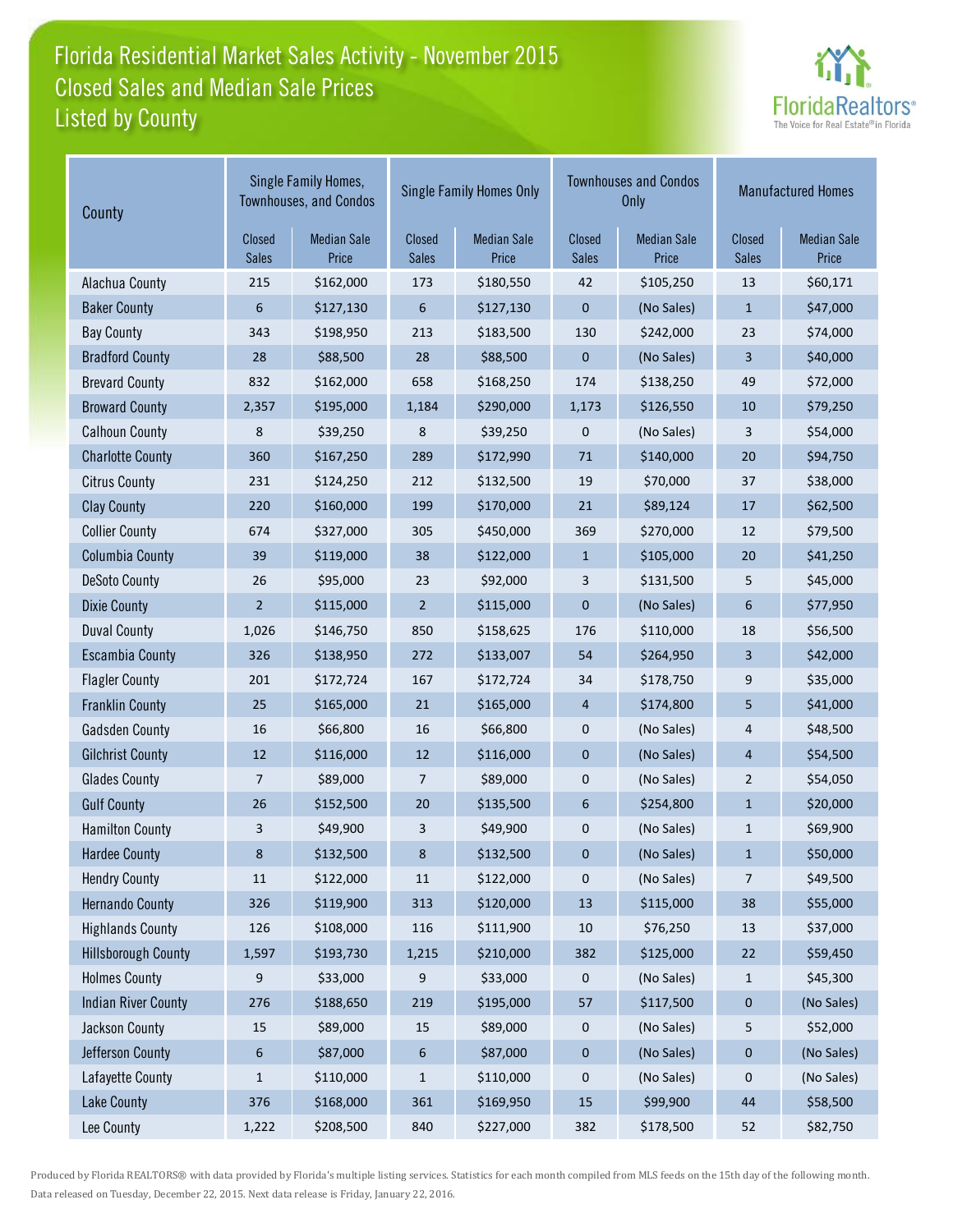# Florida Residential Market Sales Activity - November 2015
## Closed Sales and Median Sale Prices
## Listed by County

| County | Single Family Homes, Townhouses, and Condos | | Single Family Homes Only | | Townhouses and Condos Only | | Manufactured Homes | |
|---|---|---|---|---|---|---|---|---|
| | Closed Sales | Median Sale Price | Closed Sales | Median Sale Price | Closed Sales | Median Sale Price | Closed Sales | Median Sale Price |
| Alachua County | 215 | $162,000 | 173 | $180,550 | 42 | $105,250 | 13 | $60,171 |
| Baker County | 6 | $127,130 | 6 | $127,130 | 0 | (No Sales) | 1 | $47,000 |
| Bay County | 343 | $198,950 | 213 | $183,500 | 130 | $242,000 | 23 | $74,000 |
| Bradford County | 28 | $88,500 | 28 | $88,500 | 0 | (No Sales) | 3 | $40,000 |
| Brevard County | 832 | $162,000 | 658 | $168,250 | 174 | $138,250 | 49 | $72,000 |
| Broward County | 2,357 | $195,000 | 1,184 | $290,000 | 1,173 | $126,550 | 10 | $79,250 |
| Calhoun County | 8 | $39,250 | 8 | $39,250 | 0 | (No Sales) | 3 | $54,000 |
| Charlotte County | 360 | $167,250 | 289 | $172,990 | 71 | $140,000 | 20 | $94,750 |
| Citrus County | 231 | $124,250 | 212 | $132,500 | 19 | $70,000 | 37 | $38,000 |
| Clay County | 220 | $160,000 | 199 | $170,000 | 21 | $89,124 | 17 | $62,500 |
| Collier County | 674 | $327,000 | 305 | $450,000 | 369 | $270,000 | 12 | $79,500 |
| Columbia County | 39 | $119,000 | 38 | $122,000 | 1 | $105,000 | 20 | $41,250 |
| DeSoto County | 26 | $95,000 | 23 | $92,000 | 3 | $131,500 | 5 | $45,000 |
| Dixie County | 2 | $115,000 | 2 | $115,000 | 0 | (No Sales) | 6 | $77,950 |
| Duval County | 1,026 | $146,750 | 850 | $158,625 | 176 | $110,000 | 18 | $56,500 |
| Escambia County | 326 | $138,950 | 272 | $133,007 | 54 | $264,950 | 3 | $42,000 |
| Flagler County | 201 | $172,724 | 167 | $172,724 | 34 | $178,750 | 9 | $35,000 |
| Franklin County | 25 | $165,000 | 21 | $165,000 | 4 | $174,800 | 5 | $41,000 |
| Gadsden County | 16 | $66,800 | 16 | $66,800 | 0 | (No Sales) | 4 | $48,500 |
| Gilchrist County | 12 | $116,000 | 12 | $116,000 | 0 | (No Sales) | 4 | $54,500 |
| Glades County | 7 | $89,000 | 7 | $89,000 | 0 | (No Sales) | 2 | $54,050 |
| Gulf County | 26 | $152,500 | 20 | $135,500 | 6 | $254,800 | 1 | $20,000 |
| Hamilton County | 3 | $49,900 | 3 | $49,900 | 0 | (No Sales) | 1 | $69,900 |
| Hardee County | 8 | $132,500 | 8 | $132,500 | 0 | (No Sales) | 1 | $50,000 |
| Hendry County | 11 | $122,000 | 11 | $122,000 | 0 | (No Sales) | 7 | $49,500 |
| Hernando County | 326 | $119,900 | 313 | $120,000 | 13 | $115,000 | 38 | $55,000 |
| Highlands County | 126 | $108,000 | 116 | $111,900 | 10 | $76,250 | 13 | $37,000 |
| Hillsborough County | 1,597 | $193,730 | 1,215 | $210,000 | 382 | $125,000 | 22 | $59,450 |
| Holmes County | 9 | $33,000 | 9 | $33,000 | 0 | (No Sales) | 1 | $45,300 |
| Indian River County | 276 | $188,650 | 219 | $195,000 | 57 | $117,500 | 0 | (No Sales) |
| Jackson County | 15 | $89,000 | 15 | $89,000 | 0 | (No Sales) | 5 | $52,000 |
| Jefferson County | 6 | $87,000 | 6 | $87,000 | 0 | (No Sales) | 0 | (No Sales) |
| Lafayette County | 1 | $110,000 | 1 | $110,000 | 0 | (No Sales) | 0 | (No Sales) |
| Lake County | 376 | $168,000 | 361 | $169,950 | 15 | $99,900 | 44 | $58,500 |
| Lee County | 1,222 | $208,500 | 840 | $227,000 | 382 | $178,500 | 52 | $82,750 |

Produced by Florida REALTORS® with data provided by Florida's multiple listing services. Statistics for each month compiled from MLS feeds on the 15th day of the following month. Data released on Tuesday, December 22, 2015. Next data release is Friday, January 22, 2016.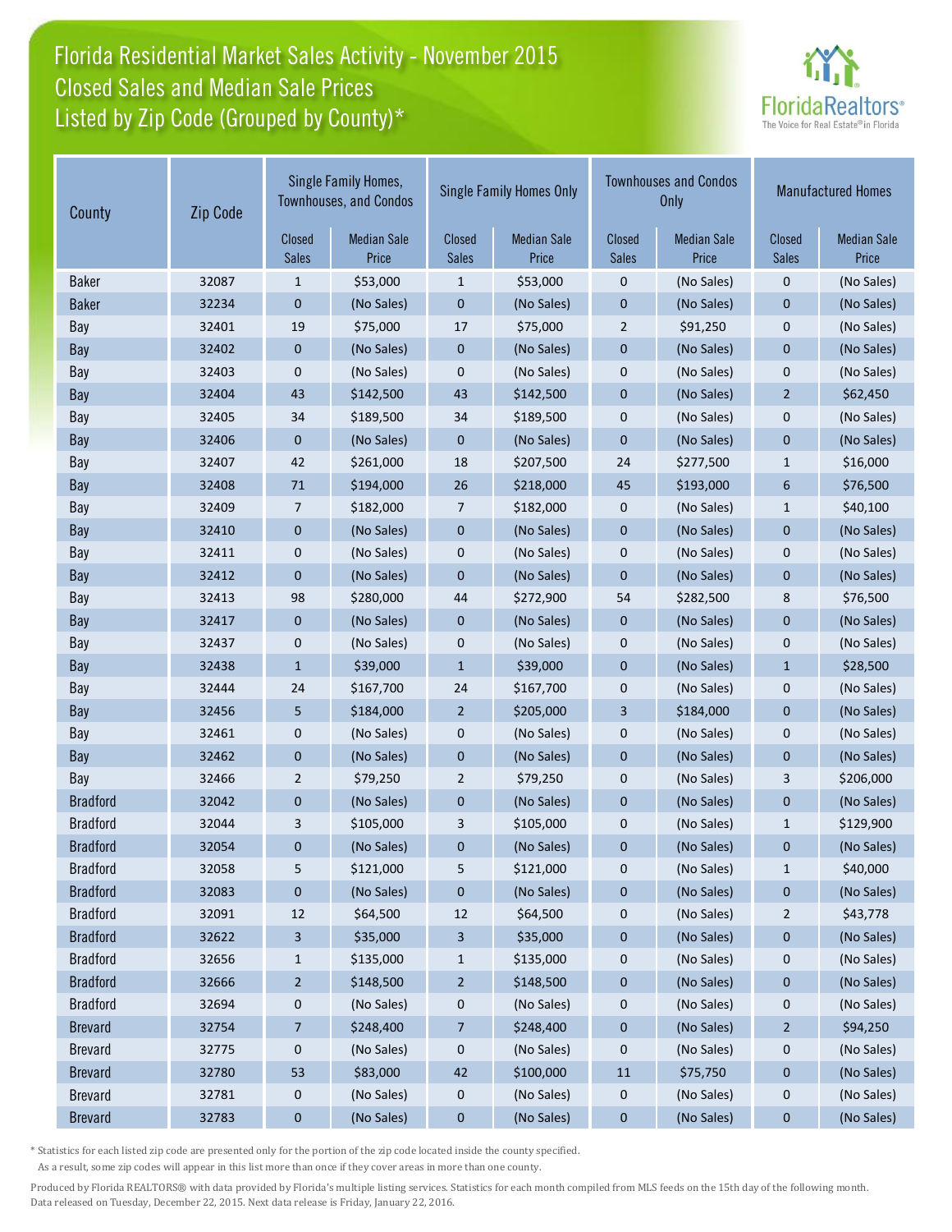# Florida Residential Market Sales Activity - November 2015
## Closed Sales and Median Sale Prices
## Listed by Zip Code (Grouped by County)*

| County | Zip Code | Single Family Homes, Townhouses, and Condos | | Single Family Homes Only | | Townhouses and Condos Only | | Manufactured Homes | |
|---|---|---|---|---|---|---|---|---|---|
| | | Closed Sales | Median Sale Price | Closed Sales | Median Sale Price | Closed Sales | Median Sale Price | Closed Sales | Median Sale Price |
| Baker | 32087 | 1 | $53,000 | 1 | $53,000 | 0 | (No Sales) | 0 | (No Sales) |
| Baker | 32234 | 0 | (No Sales) | 0 | (No Sales) | 0 | (No Sales) | 0 | (No Sales) |
| Bay | 32401 | 19 | $75,000 | 17 | $75,000 | 2 | $91,250 | 0 | (No Sales) |
| Bay | 32402 | 0 | (No Sales) | 0 | (No Sales) | 0 | (No Sales) | 0 | (No Sales) |
| Bay | 32403 | 0 | (No Sales) | 0 | (No Sales) | 0 | (No Sales) | 0 | (No Sales) |
| Bay | 32404 | 43 | $142,500 | 43 | $142,500 | 0 | (No Sales) | 2 | $62,450 |
| Bay | 32405 | 34 | $189,500 | 34 | $189,500 | 0 | (No Sales) | 0 | (No Sales) |
| Bay | 32406 | 0 | (No Sales) | 0 | (No Sales) | 0 | (No Sales) | 0 | (No Sales) |
| Bay | 32407 | 42 | $261,000 | 18 | $207,500 | 24 | $277,500 | 1 | $16,000 |
| Bay | 32408 | 71 | $194,000 | 26 | $218,000 | 45 | $193,000 | 6 | $76,500 |
| Bay | 32409 | 7 | $182,000 | 7 | $182,000 | 0 | (No Sales) | 1 | $40,100 |
| Bay | 32410 | 0 | (No Sales) | 0 | (No Sales) | 0 | (No Sales) | 0 | (No Sales) |
| Bay | 32411 | 0 | (No Sales) | 0 | (No Sales) | 0 | (No Sales) | 0 | (No Sales) |
| Bay | 32412 | 0 | (No Sales) | 0 | (No Sales) | 0 | (No Sales) | 0 | (No Sales) |
| Bay | 32413 | 98 | $280,000 | 44 | $272,900 | 54 | $282,500 | 8 | $76,500 |
| Bay | 32417 | 0 | (No Sales) | 0 | (No Sales) | 0 | (No Sales) | 0 | (No Sales) |
| Bay | 32437 | 0 | (No Sales) | 0 | (No Sales) | 0 | (No Sales) | 0 | (No Sales) |
| Bay | 32438 | 1 | $39,000 | 1 | $39,000 | 0 | (No Sales) | 1 | $28,500 |
| Bay | 32444 | 24 | $167,700 | 24 | $167,700 | 0 | (No Sales) | 0 | (No Sales) |
| Bay | 32456 | 5 | $184,000 | 2 | $205,000 | 3 | $184,000 | 0 | (No Sales) |
| Bay | 32461 | 0 | (No Sales) | 0 | (No Sales) | 0 | (No Sales) | 0 | (No Sales) |
| Bay | 32462 | 0 | (No Sales) | 0 | (No Sales) | 0 | (No Sales) | 0 | (No Sales) |
| Bay | 32466 | 2 | $79,250 | 2 | $79,250 | 0 | (No Sales) | 3 | $206,000 |
| Bradford | 32042 | 0 | (No Sales) | 0 | (No Sales) | 0 | (No Sales) | 0 | (No Sales) |
| Bradford | 32044 | 3 | $105,000 | 3 | $105,000 | 0 | (No Sales) | 1 | $129,900 |
| Bradford | 32054 | 0 | (No Sales) | 0 | (No Sales) | 0 | (No Sales) | 0 | (No Sales) |
| Bradford | 32058 | 5 | $121,000 | 5 | $121,000 | 0 | (No Sales) | 1 | $40,000 |
| Bradford | 32083 | 0 | (No Sales) | 0 | (No Sales) | 0 | (No Sales) | 0 | (No Sales) |
| Bradford | 32091 | 12 | $64,500 | 12 | $64,500 | 0 | (No Sales) | 2 | $43,778 |
| Bradford | 32622 | 3 | $35,000 | 3 | $35,000 | 0 | (No Sales) | 0 | (No Sales) |
| Bradford | 32656 | 1 | $135,000 | 1 | $135,000 | 0 | (No Sales) | 0 | (No Sales) |
| Bradford | 32666 | 2 | $148,500 | 2 | $148,500 | 0 | (No Sales) | 0 | (No Sales) |
| Bradford | 32694 | 0 | (No Sales) | 0 | (No Sales) | 0 | (No Sales) | 0 | (No Sales) |
| Brevard | 32754 | 7 | $248,400 | 7 | $248,400 | 0 | (No Sales) | 2 | $94,250 |
| Brevard | 32775 | 0 | (No Sales) | 0 | (No Sales) | 0 | (No Sales) | 0 | (No Sales) |
| Brevard | 32780 | 53 | $83,000 | 42 | $100,000 | 11 | $75,750 | 0 | (No Sales) |
| Brevard | 32781 | 0 | (No Sales) | 0 | (No Sales) | 0 | (No Sales) | 0 | (No Sales) |
| Brevard | 32783 | 0 | (No Sales) | 0 | (No Sales) | 0 | (No Sales) | 0 | (No Sales) |

* Statistics for each listed zip code are presented only for the portion of the zip code located inside the county specified. As a result, some zip codes will appear in this list more than once if they cover areas in more than one county.

Produced by Florida REALTORS® with data provided by Florida's multiple listing services. Statistics for each month compiled from MLS feeds on the 15th day of the following month. Data released on Tuesday, December 22, 2015. Next data release is Friday, January 22, 2016.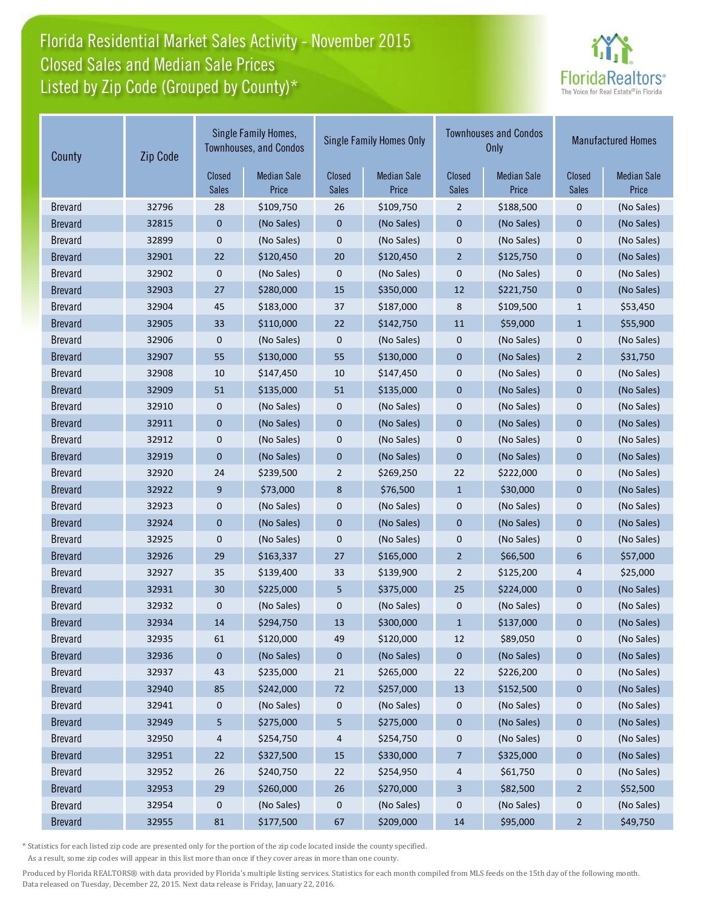# Florida Residential Market Sales Activity - November 2015
## Closed Sales and Median Sale Prices
## Listed by Zip Code (Grouped by County)*

| County | Zip Code | Single Family Homes, Townhouses, and Condos | | Single Family Homes Only | | Townhouses and Condos Only | | Manufactured Homes | |
|---|---|---|---|---|---|---|---|---|---|
| | | Closed Sales | Median Sale Price | Closed Sales | Median Sale Price | Closed Sales | Median Sale Price | Closed Sales | Median Sale Price |
| Brevard | 32796 | 28 | $109,750 | 26 | $109,750 | 2 | $188,500 | 0 | (No Sales) |
| Brevard | 32815 | 0 | (No Sales) | 0 | (No Sales) | 0 | (No Sales) | 0 | (No Sales) |
| Brevard | 32899 | 0 | (No Sales) | 0 | (No Sales) | 0 | (No Sales) | 0 | (No Sales) |
| Brevard | 32901 | 22 | $120,450 | 20 | $120,450 | 2 | $125,750 | 0 | (No Sales) |
| Brevard | 32902 | 0 | (No Sales) | 0 | (No Sales) | 0 | (No Sales) | 0 | (No Sales) |
| Brevard | 32903 | 27 | $280,000 | 15 | $350,000 | 12 | $221,750 | 0 | (No Sales) |
| Brevard | 32904 | 45 | $183,000 | 37 | $187,000 | 8 | $109,500 | 1 | $53,450 |
| Brevard | 32905 | 33 | $110,000 | 22 | $142,750 | 11 | $59,000 | 1 | $55,900 |
| Brevard | 32906 | 0 | (No Sales) | 0 | (No Sales) | 0 | (No Sales) | 0 | (No Sales) |
| Brevard | 32907 | 55 | $130,000 | 55 | $130,000 | 0 | (No Sales) | 2 | $31,750 |
| Brevard | 32908 | 10 | $147,450 | 10 | $147,450 | 0 | (No Sales) | 0 | (No Sales) |
| Brevard | 32909 | 51 | $135,000 | 51 | $135,000 | 0 | (No Sales) | 0 | (No Sales) |
| Brevard | 32910 | 0 | (No Sales) | 0 | (No Sales) | 0 | (No Sales) | 0 | (No Sales) |
| Brevard | 32911 | 0 | (No Sales) | 0 | (No Sales) | 0 | (No Sales) | 0 | (No Sales) |
| Brevard | 32912 | 0 | (No Sales) | 0 | (No Sales) | 0 | (No Sales) | 0 | (No Sales) |
| Brevard | 32919 | 0 | (No Sales) | 0 | (No Sales) | 0 | (No Sales) | 0 | (No Sales) |
| Brevard | 32920 | 24 | $239,500 | 2 | $269,250 | 22 | $222,000 | 0 | (No Sales) |
| Brevard | 32922 | 9 | $73,000 | 8 | $76,500 | 1 | $30,000 | 0 | (No Sales) |
| Brevard | 32923 | 0 | (No Sales) | 0 | (No Sales) | 0 | (No Sales) | 0 | (No Sales) |
| Brevard | 32924 | 0 | (No Sales) | 0 | (No Sales) | 0 | (No Sales) | 0 | (No Sales) |
| Brevard | 32925 | 0 | (No Sales) | 0 | (No Sales) | 0 | (No Sales) | 0 | (No Sales) |
| Brevard | 32926 | 29 | $163,337 | 27 | $165,000 | 2 | $66,500 | 6 | $57,000 |
| Brevard | 32927 | 35 | $139,400 | 33 | $139,900 | 2 | $125,200 | 4 | $25,000 |
| Brevard | 32931 | 30 | $225,000 | 5 | $375,000 | 25 | $224,000 | 0 | (No Sales) |
| Brevard | 32932 | 0 | (No Sales) | 0 | (No Sales) | 0 | (No Sales) | 0 | (No Sales) |
| Brevard | 32934 | 14 | $294,750 | 13 | $300,000 | 1 | $137,000 | 0 | (No Sales) |
| Brevard | 32935 | 61 | $120,000 | 49 | $120,000 | 12 | $89,050 | 0 | (No Sales) |
| Brevard | 32936 | 0 | (No Sales) | 0 | (No Sales) | 0 | (No Sales) | 0 | (No Sales) |
| Brevard | 32937 | 43 | $235,000 | 21 | $265,000 | 22 | $226,200 | 0 | (No Sales) |
| Brevard | 32940 | 85 | $242,000 | 72 | $257,000 | 13 | $152,500 | 0 | (No Sales) |
| Brevard | 32941 | 0 | (No Sales) | 0 | (No Sales) | 0 | (No Sales) | 0 | (No Sales) |
| Brevard | 32949 | 5 | $275,000 | 5 | $275,000 | 0 | (No Sales) | 0 | (No Sales) |
| Brevard | 32950 | 4 | $254,750 | 4 | $254,750 | 0 | (No Sales) | 0 | (No Sales) |
| Brevard | 32951 | 22 | $327,500 | 15 | $330,000 | 7 | $325,000 | 0 | (No Sales) |
| Brevard | 32952 | 26 | $240,750 | 22 | $254,950 | 4 | $61,750 | 0 | (No Sales) |
| Brevard | 32953 | 29 | $260,000 | 26 | $270,000 | 3 | $82,500 | 2 | $52,500 |
| Brevard | 32954 | 0 | (No Sales) | 0 | (No Sales) | 0 | (No Sales) | 0 | (No Sales) |
| Brevard | 32955 | 81 | $177,500 | 67 | $209,000 | 14 | $95,000 | 2 | $49,750 |

* Statistics for each listed zip code are presented only for the portion of the zip code located inside the county specified. As a result, some zip codes will appear in this list more than once if they cover areas in more than one county.

Produced by Florida REALTORS® with data provided by Florida's multiple listing services. Statistics for each month compiled from MLS feeds on the 15th day of the following month. Data released on Tuesday, December 22, 2015. Next data release is Friday, January 22, 2016.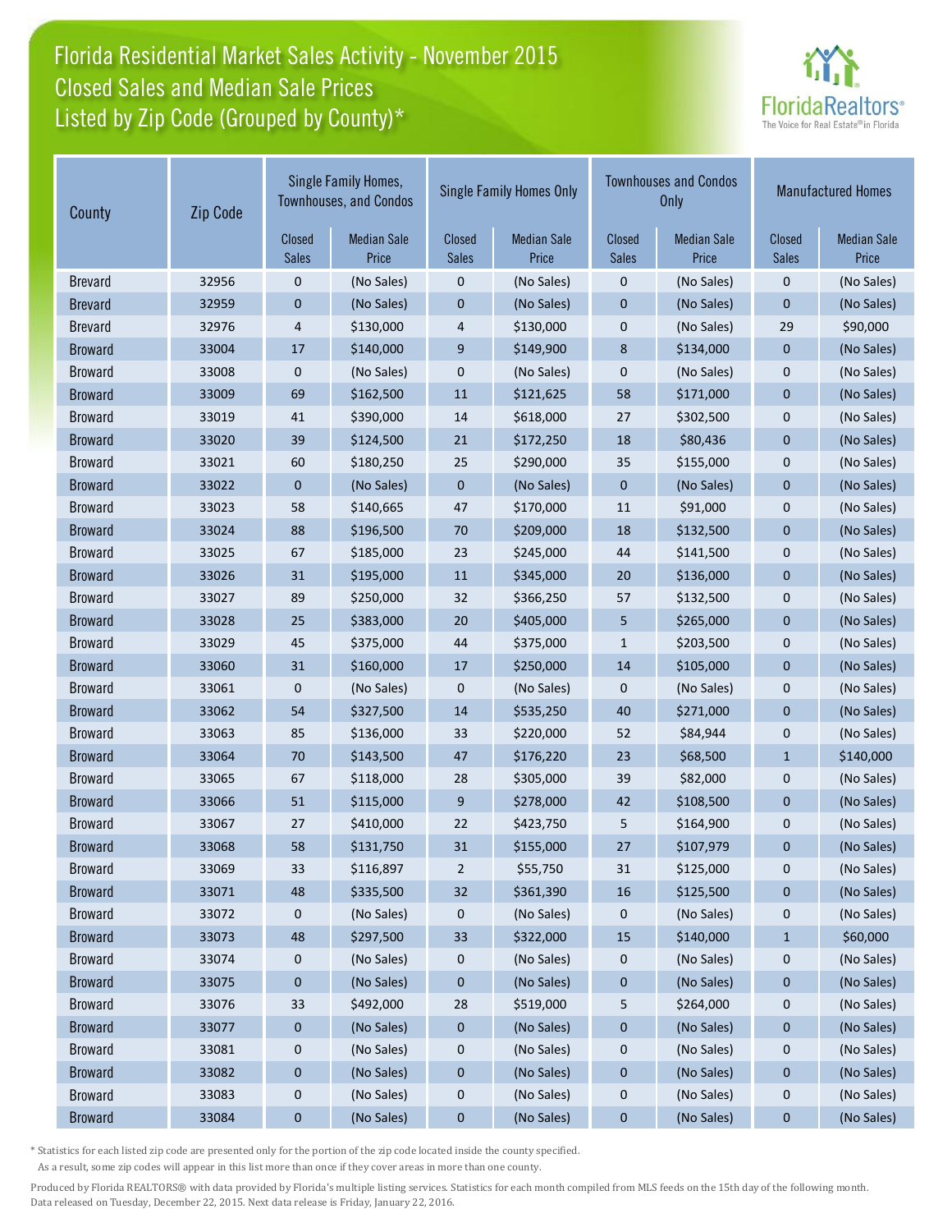# Florida Residential Market Sales Activity - November 2015
## Closed Sales and Median Sale Prices
## Listed by Zip Code (Grouped by County)*

| County | Zip Code | Single Family Homes, Townhouses, and Condos | | Single Family Homes Only | | Townhouses and Condos Only | | Manufactured Homes | |
|---|---|---|---|---|---|---|---|---|---|
| | | Closed Sales | Median Sale Price | Closed Sales | Median Sale Price | Closed Sales | Median Sale Price | Closed Sales | Median Sale Price |
| Brevard | 32956 | 0 | (No Sales) | 0 | (No Sales) | 0 | (No Sales) | 0 | (No Sales) |
| Brevard | 32959 | 0 | (No Sales) | 0 | (No Sales) | 0 | (No Sales) | 0 | (No Sales) |
| Brevard | 32976 | 4 | $130,000 | 4 | $130,000 | 0 | (No Sales) | 29 | $90,000 |
| Broward | 33004 | 17 | $140,000 | 9 | $149,900 | 8 | $134,000 | 0 | (No Sales) |
| Broward | 33008 | 0 | (No Sales) | 0 | (No Sales) | 0 | (No Sales) | 0 | (No Sales) |
| Broward | 33009 | 69 | $162,500 | 11 | $121,625 | 58 | $171,000 | 0 | (No Sales) |
| Broward | 33019 | 41 | $390,000 | 14 | $618,000 | 27 | $302,500 | 0 | (No Sales) |
| Broward | 33020 | 39 | $124,500 | 21 | $172,250 | 18 | $80,436 | 0 | (No Sales) |
| Broward | 33021 | 60 | $180,250 | 25 | $290,000 | 35 | $155,000 | 0 | (No Sales) |
| Broward | 33022 | 0 | (No Sales) | 0 | (No Sales) | 0 | (No Sales) | 0 | (No Sales) |
| Broward | 33023 | 58 | $140,665 | 47 | $170,000 | 11 | $91,000 | 0 | (No Sales) |
| Broward | 33024 | 88 | $196,500 | 70 | $209,000 | 18 | $132,500 | 0 | (No Sales) |
| Broward | 33025 | 67 | $185,000 | 23 | $245,000 | 44 | $141,500 | 0 | (No Sales) |
| Broward | 33026 | 31 | $195,000 | 11 | $345,000 | 20 | $136,000 | 0 | (No Sales) |
| Broward | 33027 | 89 | $250,000 | 32 | $366,250 | 57 | $132,500 | 0 | (No Sales) |
| Broward | 33028 | 25 | $383,000 | 20 | $405,000 | 5 | $265,000 | 0 | (No Sales) |
| Broward | 33029 | 45 | $375,000 | 44 | $375,000 | 1 | $203,500 | 0 | (No Sales) |
| Broward | 33060 | 31 | $160,000 | 17 | $250,000 | 14 | $105,000 | 0 | (No Sales) |
| Broward | 33061 | 0 | (No Sales) | 0 | (No Sales) | 0 | (No Sales) | 0 | (No Sales) |
| Broward | 33062 | 54 | $327,500 | 14 | $535,250 | 40 | $271,000 | 0 | (No Sales) |
| Broward | 33063 | 85 | $136,000 | 33 | $220,000 | 52 | $84,944 | 0 | (No Sales) |
| Broward | 33064 | 70 | $143,500 | 47 | $176,220 | 23 | $68,500 | 1 | $140,000 |
| Broward | 33065 | 67 | $118,000 | 28 | $305,000 | 39 | $82,000 | 0 | (No Sales) |
| Broward | 33066 | 51 | $115,000 | 9 | $278,000 | 42 | $108,500 | 0 | (No Sales) |
| Broward | 33067 | 27 | $410,000 | 22 | $423,750 | 5 | $164,900 | 0 | (No Sales) |
| Broward | 33068 | 58 | $131,750 | 31 | $155,000 | 27 | $107,979 | 0 | (No Sales) |
| Broward | 33069 | 33 | $116,897 | 2 | $55,750 | 31 | $125,000 | 0 | (No Sales) |
| Broward | 33071 | 48 | $335,500 | 32 | $361,390 | 16 | $125,500 | 0 | (No Sales) |
| Broward | 33072 | 0 | (No Sales) | 0 | (No Sales) | 0 | (No Sales) | 0 | (No Sales) |
| Broward | 33073 | 48 | $297,500 | 33 | $322,000 | 15 | $140,000 | 1 | $60,000 |
| Broward | 33074 | 0 | (No Sales) | 0 | (No Sales) | 0 | (No Sales) | 0 | (No Sales) |
| Broward | 33075 | 0 | (No Sales) | 0 | (No Sales) | 0 | (No Sales) | 0 | (No Sales) |
| Broward | 33076 | 33 | $492,000 | 28 | $519,000 | 5 | $264,000 | 0 | (No Sales) |
| Broward | 33077 | 0 | (No Sales) | 0 | (No Sales) | 0 | (No Sales) | 0 | (No Sales) |
| Broward | 33081 | 0 | (No Sales) | 0 | (No Sales) | 0 | (No Sales) | 0 | (No Sales) |
| Broward | 33082 | 0 | (No Sales) | 0 | (No Sales) | 0 | (No Sales) | 0 | (No Sales) |
| Broward | 33083 | 0 | (No Sales) | 0 | (No Sales) | 0 | (No Sales) | 0 | (No Sales) |
| Broward | 33084 | 0 | (No Sales) | 0 | (No Sales) | 0 | (No Sales) | 0 | (No Sales) |

\* Statistics for each listed zip code are presented only for the portion of the zip code located inside the county specified. As a result, some zip codes will appear in this list more than once if they cover areas in more than one county.

Produced by Florida REALTORS® with data provided by Florida's multiple listing services. Statistics for each month compiled from MLS feeds on the 15th day of the following month. Data released on Tuesday, December 22, 2015. Next data release is Friday, January 22, 2016.